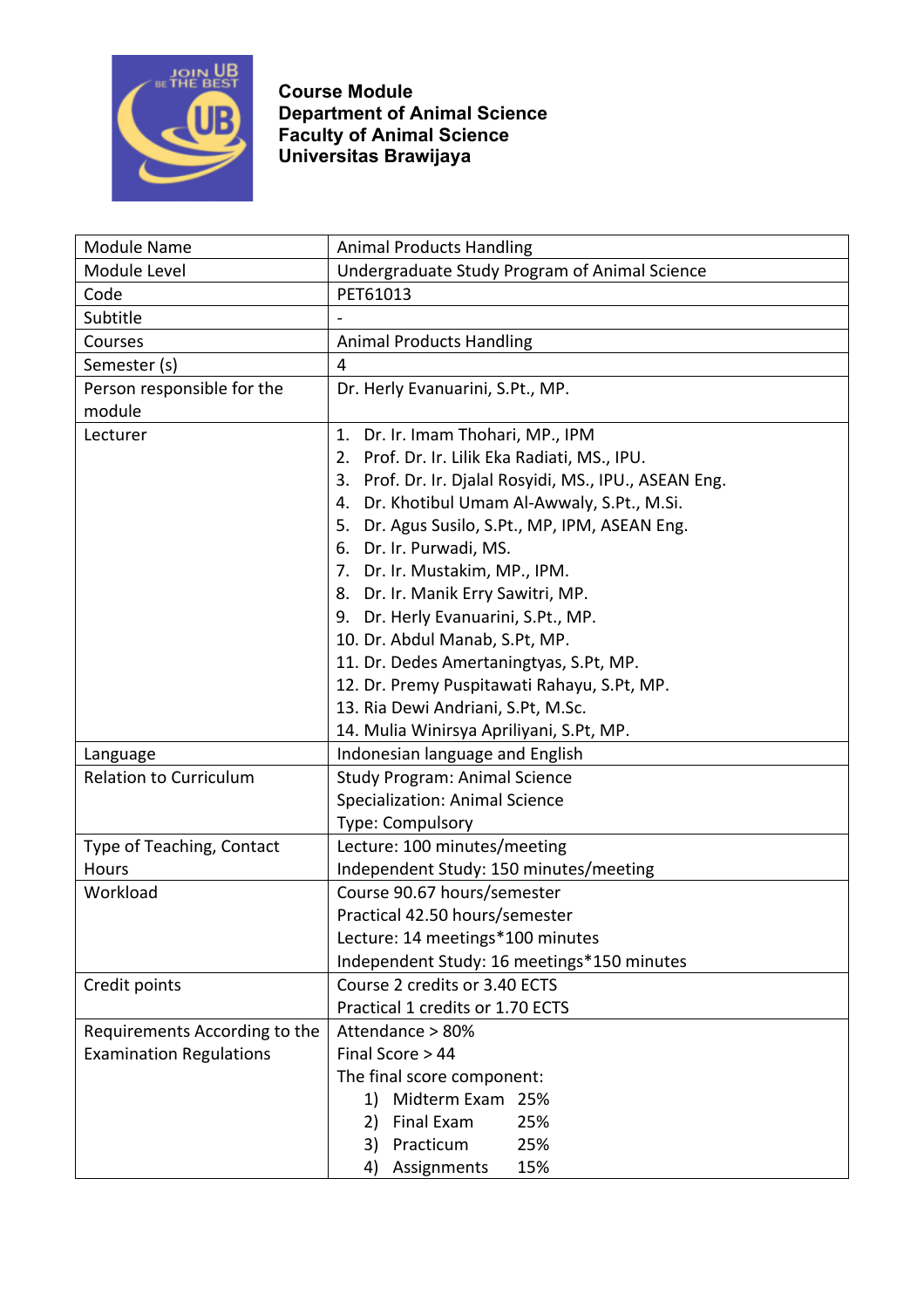**Course Module**
**Department of Animal Science**
**Faculty of Animal Science**
**Universitas Brawijaya**

| Module Name | Animal Products Handling |
|---|---|
| Module Level | Undergraduate Study Program of Animal Science |
| Code | PET61013 |
| Subtitle | - |
| Courses | Animal Products Handling |
| Semester (s) | 4 |
| Person responsible for the module | Dr. Herly Evanuarini, S.Pt., MP. |
| Lecturer | 1. Dr. Ir. Imam Thohari, MP., IPM<br>2. Prof. Dr. Ir. Lilik Eka Radiati, MS., IPU.<br>3. Prof. Dr. Ir. Djalal Rosyidi, MS., IPU., ASEAN Eng.<br>4. Dr. Khotibul Umam Al-Awwaly, S.Pt., M.Si.<br>5. Dr. Agus Susilo, S.Pt., MP, IPM, ASEAN Eng.<br>6. Dr. Ir. Purwadi, MS.<br>7. Dr. Ir. Mustakim, MP., IPM.<br>8. Dr. Ir. Manik Erry Sawitri, MP.<br>9. Dr. Herly Evanuarini, S.Pt., MP.<br>10. Dr. Abdul Manab, S.Pt, MP.<br>11. Dr. Dedes Amertaningtyas, S.Pt, MP.<br>12. Dr. Premy Puspitawati Rahayu, S.Pt, MP.<br>13. Ria Dewi Andriani, S.Pt, M.Sc.<br>14. Mulia Winirsya Apriliyani, S.Pt, MP. |
| Language | Indonesian language and English |
| Relation to Curriculum | Study Program: Animal Science<br>Specialization: Animal Science<br>Type: Compulsory |
| Type of Teaching, Contact Hours | Lecture: 100 minutes/meeting<br>Independent Study: 150 minutes/meeting |
| Workload | Course 90.67 hours/semester<br>Practical 42.50 hours/semester<br>Lecture: 14 meetings*100 minutes<br>Independent Study: 16 meetings*150 minutes |
| Credit points | Course 2 credits or 3.40 ECTS<br>Practical 1 credits or 1.70 ECTS |
| Requirements According to the Examination Regulations | Attendance > 80%<br>Final Score > 44<br>The final score component:<br>1) Midterm Exam 25%<br>2) Final Exam 25%<br>3) Practicum 25%<br>4) Assignments 15% |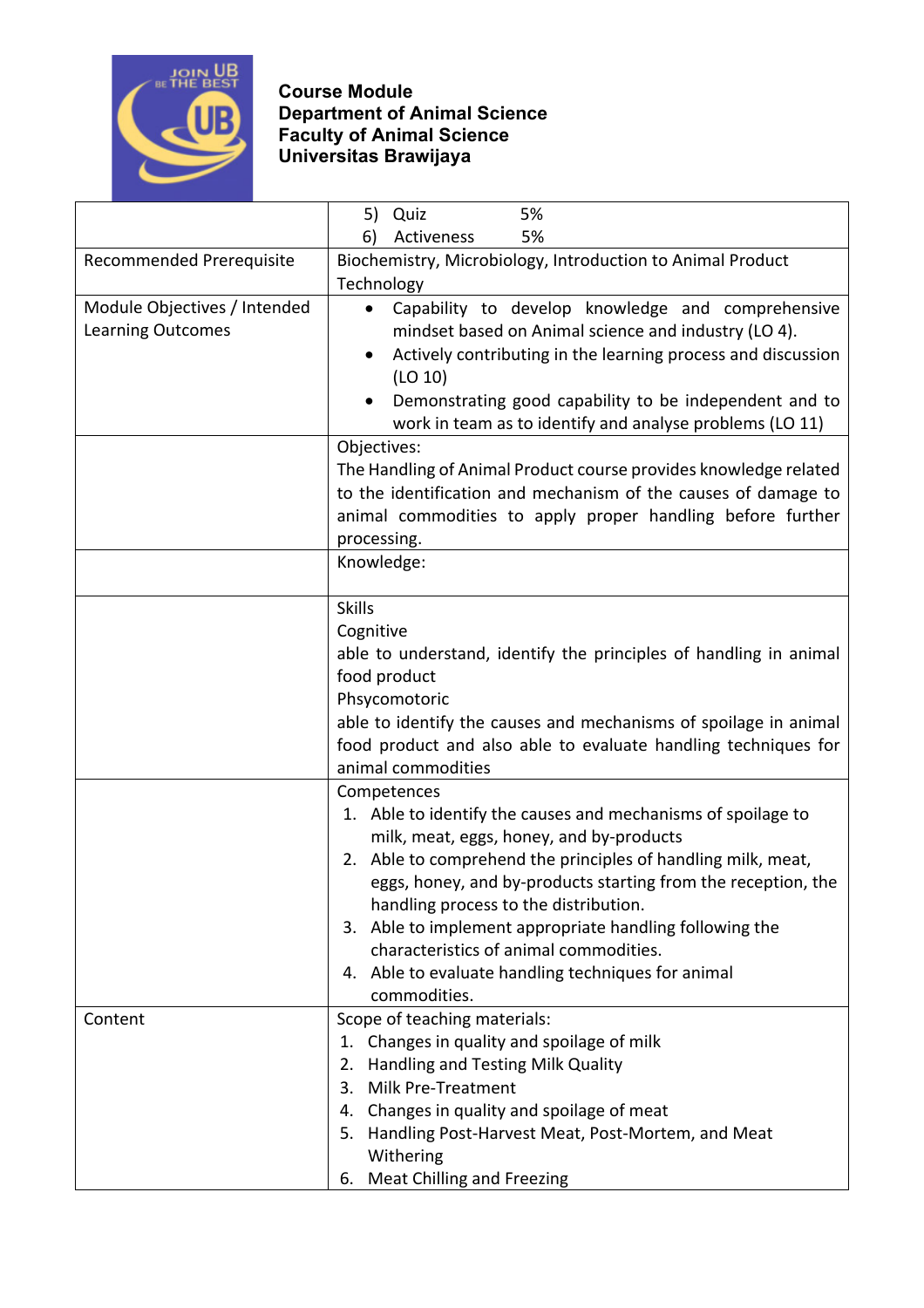**Course Module**
**Department of Animal Science**
**Faculty of Animal Science**
**Universitas Brawijaya**

| | |
|---|---|
| | 5) Quiz 5%<br>6) Activeness 5% |
| Recommended Prerequisite | Biochemistry, Microbiology, Introduction to Animal Product Technology |
| Module Objectives / Intended Learning Outcomes | • Capability to develop knowledge and comprehensive mindset based on Animal science and industry (LO 4).<br>• Actively contributing in the learning process and discussion (LO 10)<br>• Demonstrating good capability to be independent and to work in team as to identify and analyse problems (LO 11) |
| | Objectives:<br>The Handling of Animal Product course provides knowledge related to the identification and mechanism of the causes of damage to animal commodities to apply proper handling before further processing. |
| | Knowledge: |
| | Skills<br>Cognitive<br>able to understand, identify the principles of handling in animal food product<br>Phsycomotoric<br>able to identify the causes and mechanisms of spoilage in animal food product and also able to evaluate handling techniques for animal commodities |
| | Competences<br>1. Able to identify the causes and mechanisms of spoilage to milk, meat, eggs, honey, and by-products<br>2. Able to comprehend the principles of handling milk, meat, eggs, honey, and by-products starting from the reception, the handling process to the distribution.<br>3. Able to implement appropriate handling following the characteristics of animal commodities.<br>4. Able to evaluate handling techniques for animal commodities. |
| Content | Scope of teaching materials:<br>1. Changes in quality and spoilage of milk<br>2. Handling and Testing Milk Quality<br>3. Milk Pre-Treatment<br>4. Changes in quality and spoilage of meat<br>5. Handling Post-Harvest Meat, Post-Mortem, and Meat Withering<br>6. Meat Chilling and Freezing |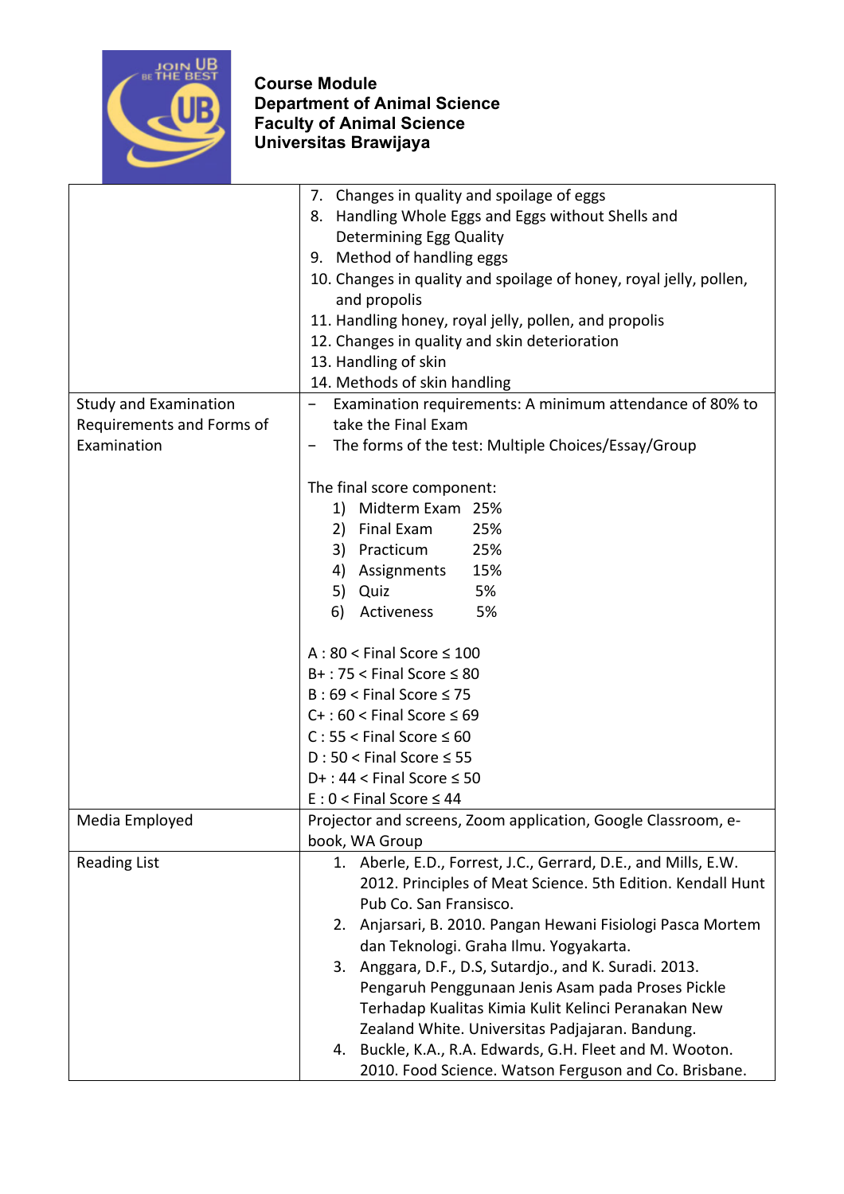**Course Module**
**Department of Animal Science**
**Faculty of Animal Science**
**Universitas Brawijaya**

| | |
|---|---|
| | 7. Changes in quality and spoilage of eggs<br>8. Handling Whole Eggs and Eggs without Shells and Determining Egg Quality<br>9. Method of handling eggs<br>10. Changes in quality and spoilage of honey, royal jelly, pollen, and propolis<br>11. Handling honey, royal jelly, pollen, and propolis<br>12. Changes in quality and skin deterioration<br>13. Handling of skin<br>14. Methods of skin handling |
| Study and Examination Requirements and Forms of Examination | − Examination requirements: A minimum attendance of 80% to take the Final Exam<br>− The forms of the test: Multiple Choices/Essay/Group<br><br>The final score component:<br>1) Midterm Exam 25%<br>2) Final Exam 25%<br>3) Practicum 25%<br>4) Assignments 15%<br>5) Quiz 5%<br>6) Activeness 5%<br><br>A : 80 < Final Score ≤ 100<br>B+ : 75 < Final Score ≤ 80<br>B : 69 < Final Score ≤ 75<br>C+ : 60 < Final Score ≤ 69<br>C : 55 < Final Score ≤ 60<br>D : 50 < Final Score ≤ 55<br>D+ : 44 < Final Score ≤ 50<br>E : 0 < Final Score ≤ 44 |
| Media Employed | Projector and screens, Zoom application, Google Classroom, e-book, WA Group |
| Reading List | 1. Aberle, E.D., Forrest, J.C., Gerrard, D.E., and Mills, E.W. 2012. Principles of Meat Science. 5th Edition. Kendall Hunt Pub Co. San Fransisco.<br>2. Anjarsari, B. 2010. Pangan Hewani Fisiologi Pasca Mortem dan Teknologi. Graha Ilmu. Yogyakarta.<br>3. Anggara, D.F., D.S, Sutardjo., and K. Suradi. 2013. Pengaruh Penggunaan Jenis Asam pada Proses Pickle Terhadap Kualitas Kimia Kulit Kelinci Peranakan New Zealand White. Universitas Padjajaran. Bandung.<br>4. Buckle, K.A., R.A. Edwards, G.H. Fleet and M. Wooton. 2010. Food Science. Watson Ferguson and Co. Brisbane. |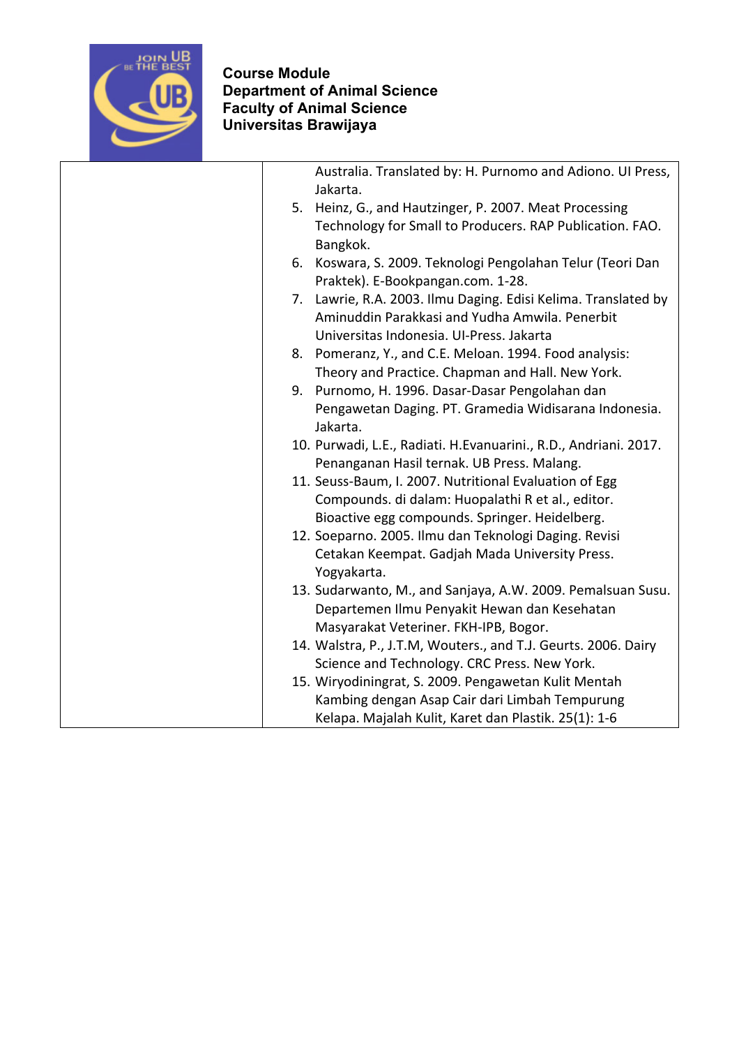| | |
|---|---|
| | Australia. Translated by: H. Purnomo and Adiono. UI Press, Jakarta.<br>5. Heinz, G., and Hautzinger, P. 2007. Meat Processing Technology for Small to Producers. RAP Publication. FAO. Bangkok.<br>6. Koswara, S. 2009. Teknologi Pengolahan Telur (Teori Dan Praktek). E-Bookpangan.com. 1-28.<br>7. Lawrie, R.A. 2003. Ilmu Daging. Edisi Kelima. Translated by Aminuddin Parakkasi and Yudha Amwila. Penerbit Universitas Indonesia. UI-Press. Jakarta<br>8. Pomeranz, Y., and C.E. Meloan. 1994. Food analysis: Theory and Practice. Chapman and Hall. New York.<br>9. Purnomo, H. 1996. Dasar-Dasar Pengolahan dan Pengawetan Daging. PT. Gramedia Widisarana Indonesia. Jakarta.<br>10. Purwadi, L.E., Radiati. H.Evanuarini., R.D., Andriani. 2017. Penanganan Hasil ternak. UB Press. Malang.<br>11. Seuss-Baum, I. 2007. Nutritional Evaluation of Egg Compounds. di dalam: Huopalathi R et al., editor. Bioactive egg compounds. Springer. Heidelberg.<br>12. Soeparno. 2005. Ilmu dan Teknologi Daging. Revisi Cetakan Keempat. Gadjah Mada University Press. Yogyakarta.<br>13. Sudarwanto, M., and Sanjaya, A.W. 2009. Pemalsuan Susu. Departemen Ilmu Penyakit Hewan dan Kesehatan Masyarakat Veteriner. FKH-IPB, Bogor.<br>14. Walstra, P., J.T.M, Wouters., and T.J. Geurts. 2006. Dairy Science and Technology. CRC Press. New York.<br>15. Wiryodiningrat, S. 2009. Pengawetan Kulit Mentah Kambing dengan Asap Cair dari Limbah Tempurung Kelapa. Majalah Kulit, Karet dan Plastik. 25(1): 1-6 |